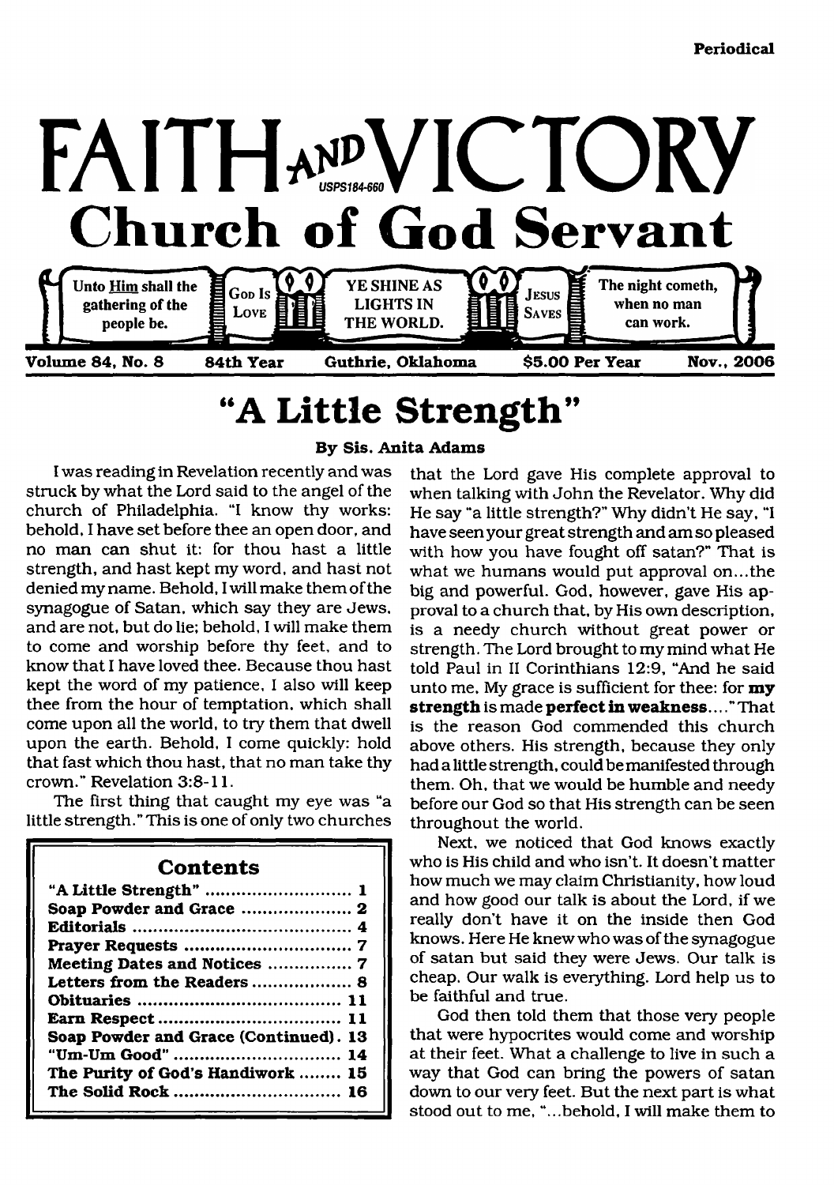Periodical

# FAITH AND VICTORY

USPS184-660

## Church of God Servant

Unto Him shall the gathering of the people be. | GOD IS LOVE | YE SHINE AS LIGHTS IN THE WORLD. | JESUS SAVES | The night cometh, when no man can work.

Volume 84, No. 8 | 84th Year | Guthrie, Oklahoma | $5.00 Per Year | Nov., 2006

# "A Little Strength"

**By Sis. Anita Adams**

I was reading in Revelation recently and was struck by what the Lord said to the angel of the church of Philadelphia. "I know thy works: behold, I have set before thee an open door, and no man can shut it: for thou hast a little strength, and hast kept my word, and hast not denied my name. Behold, I will make them of the synagogue of Satan, which say they are Jews, and are not, but do lie; behold, I will make them to come and worship before thy feet, and to know that I have loved thee. Because thou hast kept the word of my patience, I also will keep thee from the hour of temptation, which shall come upon all the world, to try them that dwell upon the earth. Behold, I come quickly: hold that fast which thou hast, that no man take thy crown." Revelation 3:8-11.

The first thing that caught my eye was "a little strength." This is one of only two churches that the Lord gave His complete approval to when talking with John the Revelator. Why did He say "a little strength?" Why didn't He say, "I have seen your great strength and am so pleased with how you have fought off satan?" That is what we humans would put approval on...the big and powerful. God, however, gave His approval to a church that, by His own description, is a needy church without great power or strength. The Lord brought to my mind what He told Paul in II Corinthians 12:9, "And he said unto me, My grace is sufficient for thee: for **my strength** is made **perfect in weakness**...." That is the reason God commended this church above others. His strength, because they only had a little strength, could be manifested through them. Oh, that we would be humble and needy before our God so that His strength can be seen throughout the world.

Next, we noticed that God knows exactly who is His child and who isn't. It doesn't matter how much we may claim Christianity, how loud and how good our talk is about the Lord, if we really don't have it on the inside then God knows. Here He knew who was of the synagogue of satan but said they were Jews. Our talk is cheap. Our walk is everything. Lord help us to be faithful and true.

God then told them that those very people that were hypocrites would come and worship at their feet. What a challenge to live in such a way that God can bring the powers of satan down to our very feet. But the next part is what stood out to me, "...behold, I will make them to

## Contents

| | |
|---|---|
| "A Little Strength" | 1 |
| Soap Powder and Grace | 2 |
| Editorials | 4 |
| Prayer Requests | 7 |
| Meeting Dates and Notices | 7 |
| Letters from the Readers | 8 |
| Obituaries | 11 |
| Earn Respect | 11 |
| Soap Powder and Grace (Continued) | 13 |
| "Um-Um Good" | 14 |
| The Purity of God's Handiwork | 15 |
| The Solid Rock | 16 |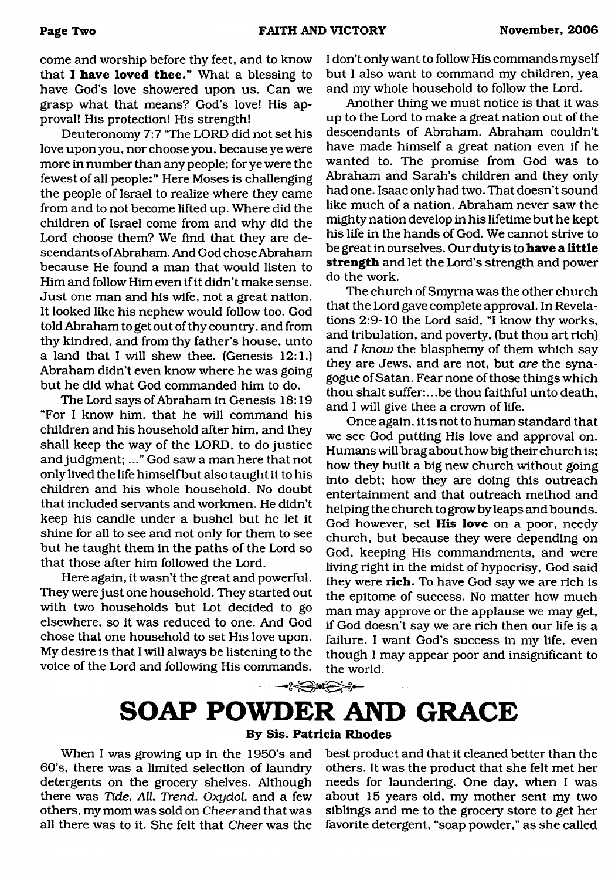come and worship before thy feet, and to know that **I have loved thee.**" What a blessing to have God's love showered upon us. Can we grasp what that means? God's love! His approval! His protection! His strength!

Deuteronomy 7:7 "The LORD did not set his love upon you, nor choose you, because ye were more in number than any people; for ye were the fewest of all people:" Here Moses is challenging the people of Israel to realize where they came from and to not become lifted up. Where did the children of Israel come from and why did the Lord choose them? We find that they are descendants of Abraham. And God chose Abraham because He found a man that would listen to Him and follow Him even if it didn't make sense. Just one man and his wife, not a great nation. It looked like his nephew would follow too. God told Abraham to get out of thy country, and from thy kindred, and from thy father's house, unto a land that I will shew thee. (Genesis 12:1.) Abraham didn't even know where he was going but he did what God commanded him to do.

The Lord says of Abraham in Genesis 18:19 "For I know him, that he will command his children and his household after him, and they shall keep the way of the LORD, to do justice and judgment; ..." God saw a man here that not only lived the life himself but also taught it to his children and his whole household. No doubt that included servants and workmen. He didn't keep his candle under a bushel but he let it shine for all to see and not only for them to see but he taught them in the paths of the Lord so that those after him followed the Lord.

Here again, it wasn't the great and powerful. They were just one household. They started out with two households but Lot decided to go elsewhere, so it was reduced to one. And God chose that one household to set His love upon. My desire is that I will always be listening to the voice of the Lord and following His commands. I don't only want to follow His commands myself but I also want to command my children, yea and my whole household to follow the Lord.

Another thing we must notice is that it was up to the Lord to make a great nation out of the descendants of Abraham. Abraham couldn't have made himself a great nation even if he wanted to. The promise from God was to Abraham and Sarah's children and they only had one. Isaac only had two. That doesn't sound like much of a nation. Abraham never saw the mighty nation develop in his lifetime but he kept his life in the hands of God. We cannot strive to be great in ourselves. Our duty is to **have a little strength** and let the Lord's strength and power do the work.

The church of Smyrna was the other church that the Lord gave complete approval. In Revelations 2:9-10 the Lord said, "I know thy works, and tribulation, and poverty, (but thou art rich) and *I know* the blasphemy of them which say they are Jews, and are not, but *are* the synagogue of Satan. Fear none of those things which thou shalt suffer:...be thou faithful unto death, and I will give thee a crown of life.

Once again, it is not to human standard that we see God putting His love and approval on. Humans will brag about how big their church is; how they built a big new church without going into debt; how they are doing this outreach entertainment and that outreach method and helping the church to grow by leaps and bounds. God however, set **His love** on a poor, needy church, but because they were depending on God, keeping His commandments, and were living right in the midst of hypocrisy, God said they were **rich.** To have God say we are rich is the epitome of success. No matter how much man may approve or the applause we may get, if God doesn't say we are rich then our life is a failure. I want God's success in my life, even though I may appear poor and insignificant to the world.

# SOAP POWDER AND GRACE

**By Sis. Patricia Rhodes**

When I was growing up in the 1950's and 60's, there was a limited selection of laundry detergents on the grocery shelves. Although there was *Tide, All, Trend, Oxydol,* and a few others, my mom was sold on *Cheer* and that was all there was to it. She felt that *Cheer* was the best product and that it cleaned better than the others. It was the product that she felt met her needs for laundering. One day, when I was about 15 years old, my mother sent my two siblings and me to the grocery store to get her favorite detergent, "soap powder," as she called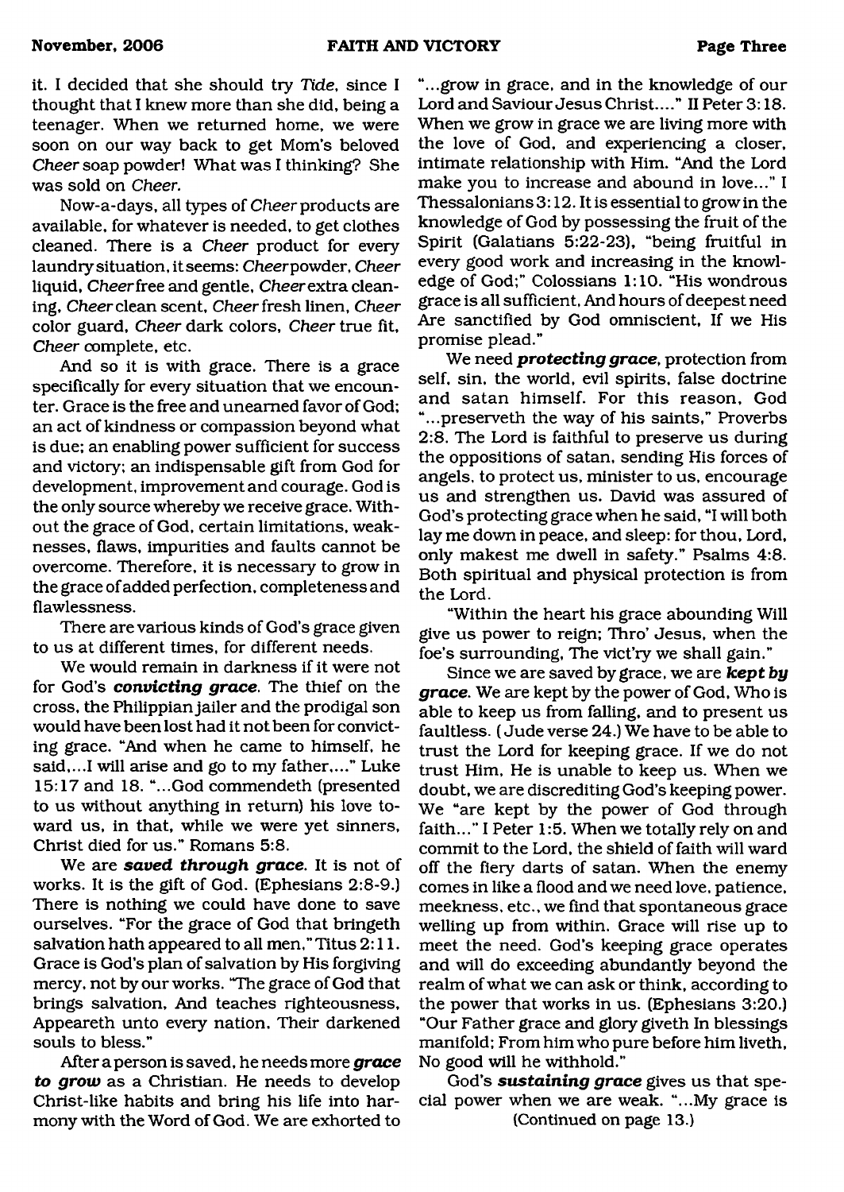it. I decided that she should try *Tide*, since I thought that I knew more than she did, being a teenager. When we returned home, we were soon on our way back to get Mom's beloved *Cheer* soap powder! What was I thinking? She was sold on *Cheer*.

Now-a-days, all types of *Cheer* products are available, for whatever is needed, to get clothes cleaned. There is a *Cheer* product for every laundry situation, it seems: *Cheer* powder, *Cheer* liquid, *Cheer* free and gentle, *Cheer* extra cleaning, *Cheer* clean scent, *Cheer* fresh linen, *Cheer* color guard, *Cheer* dark colors, *Cheer* true fit, *Cheer* complete, etc.

And so it is with grace. There is a grace specifically for every situation that we encounter. Grace is the free and unearned favor of God; an act of kindness or compassion beyond what is due; an enabling power sufficient for success and victory; an indispensable gift from God for development, improvement and courage. God is the only source whereby we receive grace. Without the grace of God, certain limitations, weaknesses, flaws, impurities and faults cannot be overcome. Therefore, it is necessary to grow in the grace of added perfection, completeness and flawlessness.

There are various kinds of God's grace given to us at different times, for different needs.

We would remain in darkness if it were not for God's ***convicting grace***. The thief on the cross, the Philippian jailer and the prodigal son would have been lost had it not been for convicting grace. "And when he came to himself, he said,...I will arise and go to my father,...." Luke 15:17 and 18. "...God commendeth (presented to us without anything in return) his love toward us, in that, while we were yet sinners, Christ died for us." Romans 5:8.

We are ***saved through grace***. It is not of works. It is the gift of God. (Ephesians 2:8-9.) There is nothing we could have done to save ourselves. "For the grace of God that bringeth salvation hath appeared to all men," Titus 2:11. Grace is God's plan of salvation by His forgiving mercy, not by our works. "The grace of God that brings salvation, And teaches righteousness, Appeareth unto every nation, Their darkened souls to bless."

After a person is saved, he needs more ***grace to grow*** as a Christian. He needs to develop Christ-like habits and bring his life into harmony with the Word of God. We are exhorted to "...grow in grace, and in the knowledge of our Lord and Saviour Jesus Christ...." II Peter 3:18. When we grow in grace we are living more with the love of God, and experiencing a closer, intimate relationship with Him. "And the Lord make you to increase and abound in love..." I Thessalonians 3:12. It is essential to grow in the knowledge of God by possessing the fruit of the Spirit (Galatians 5:22-23), "being fruitful in every good work and increasing in the knowledge of God;" Colossians 1:10. "His wondrous grace is all sufficient, And hours of deepest need Are sanctified by God omniscient, If we His promise plead."

We need ***protecting grace***, protection from self, sin, the world, evil spirits, false doctrine and satan himself. For this reason, God "...preserveth the way of his saints," Proverbs 2:8. The Lord is faithful to preserve us during the oppositions of satan, sending His forces of angels, to protect us, minister to us, encourage us and strengthen us. David was assured of God's protecting grace when he said, "I will both lay me down in peace, and sleep: for thou, Lord, only makest me dwell in safety." Psalms 4:8. Both spiritual and physical protection is from the Lord.

"Within the heart his grace abounding Will give us power to reign; Thro' Jesus, when the foe's surrounding, The vict'ry we shall gain."

Since we are saved by grace, we are ***kept by grace***. We are kept by the power of God, Who is able to keep us from falling, and to present us faultless. (Jude verse 24.) We have to be able to trust the Lord for keeping grace. If we do not trust Him, He is unable to keep us. When we doubt, we are discrediting God's keeping power. We "are kept by the power of God through faith..." I Peter 1:5. When we totally rely on and commit to the Lord, the shield of faith will ward off the fiery darts of satan. When the enemy comes in like a flood and we need love, patience, meekness, etc., we find that spontaneous grace welling up from within. Grace will rise up to meet the need. God's keeping grace operates and will do exceeding abundantly beyond the realm of what we can ask or think, according to the power that works in us. (Ephesians 3:20.) "Our Father grace and glory giveth In blessings manifold; From him who pure before him liveth, No good will he withhold."

God's ***sustaining grace*** gives us that special power when we are weak. "...My grace is

(Continued on page 13.)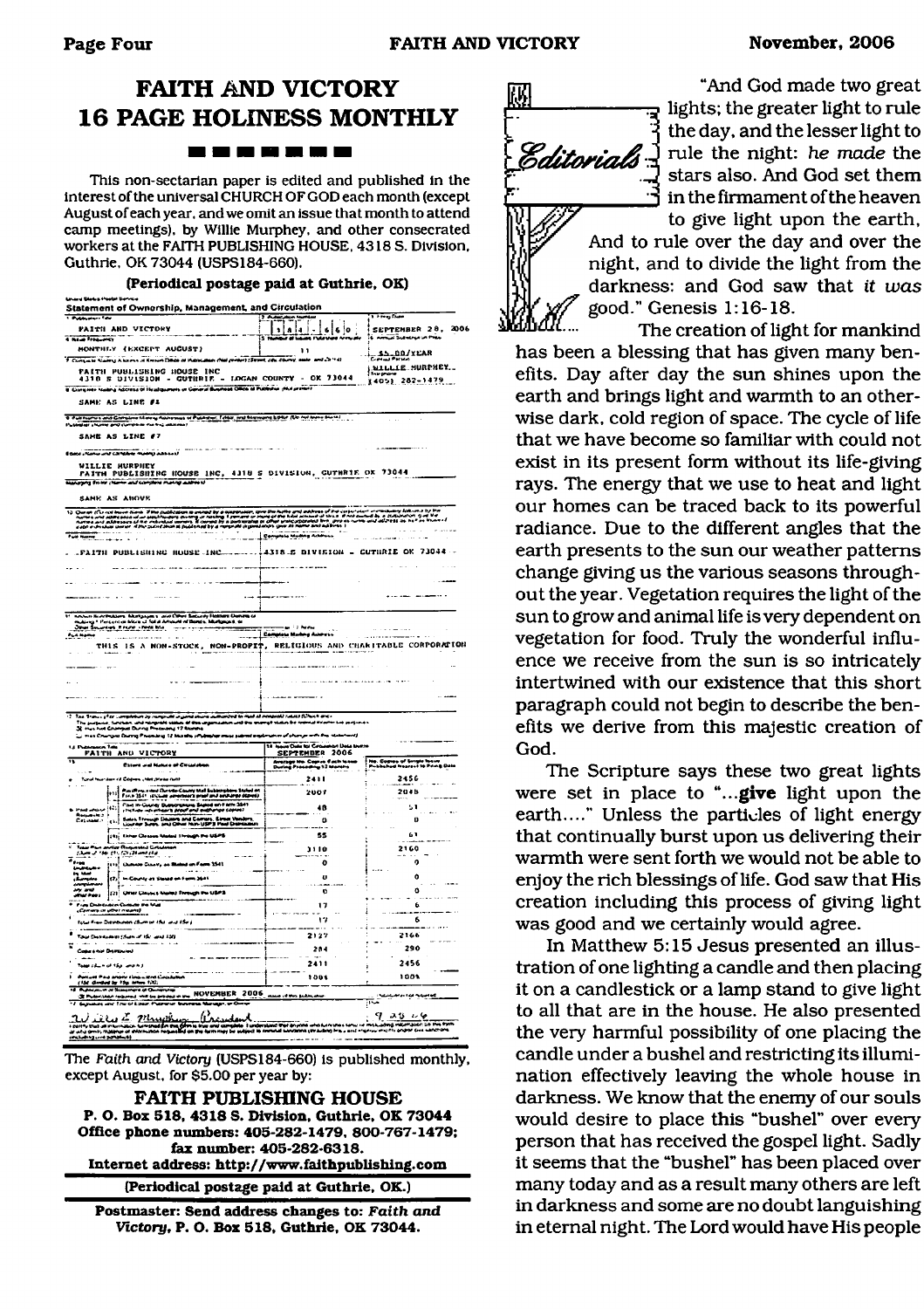# FAITH AND VICTORY 16 PAGE HOLINESS MONTHLY

This non-sectarian paper is edited and published in the interest of the universal CHURCH OF GOD each month (except August of each year, and we omit an issue that month to attend camp meetings), by Willie Murphey, and other consecrated workers at the FAITH PUBLISHING HOUSE, 4318 S. Division, Guthrie, OK 73044 (USPS184-660).

**(Periodical postage paid at Guthrie, OK)**

**Statement of Ownership, Management, and Circulation**

1. Publication Title: FAITH AND VICTORY
2. Publication Number: 1 8 4 - 6 6 0
3. Filing Date: SEPTEMBER 28, 2006
4. Issue Frequency: MONTHLY (EXCEPT AUGUST)
5. Number of Issues Published Annually: 11
6. Annual Subscription Price: $5.00/YEAR
7. Complete Mailing Address of Known Office of Publication: FAITH PUBLISHING HOUSE INC, 4318 S DIVISION - GUTHRIE - LOGAN COUNTY - OK 73044. Contact Person: WILLIE MURPHEY. Telephone: (405) 282-1479
8. Complete Mailing Address of Headquarters or General Business Office of Publisher: SAME AS LINE #1
9. Full Names and Complete Mailing Addresses of Publisher, Editor, and Managing Editor. Publisher: SAME AS LINE #7. Editor: WILLIE MURPHEY, FAITH PUBLISHING HOUSE INC, 4318 S DIVISION, GUTHRIE OK 73044. Managing Editor: SAME AS ABOVE
10. Owner: FAITH PUBLISHING HOUSE INC — 4318 S DIVISION - GUTHRIE OK 73044
11. Known Bondholders, Mortgagees, and Other Security Holders: THIS IS A NON-STOCK, NON-PROFIT, RELIGIOUS AND CHARITABLE CORPORATION
13. Publication Title: FAITH AND VICTORY
14. Issue Date for Circulation Data Below: SEPTEMBER 2006

| 15. Extent and Nature of Circulation | Average No. Copies Each Issue During Preceding 12 Months | No. Copies of Single Issue Published Nearest to Filing Date |
|---|---|---|
| a. Total Number of Copies (Net press run) | 2411 | 2456 |
| b. (1) Paid/Requested Outside-County Mail Subscriptions Stated on Form 3541 | 2007 | 2048 |
| (2) Paid In-County Subscriptions Stated on Form 3541 | 48 | 51 |
| (3) Sales Through Dealers and Carriers, Street Vendors, Counter Sales, and Other Non-USPS Paid Distribution | 0 | 0 |
| (4) Other Classes Mailed Through the USPS | 55 | 61 |
| c. Total Paid and/or Requested Circulation | 2110 | 2160 |
| d. Free Distribution by Mail (1) Outside-County as Stated on Form 3541 | 0 | 0 |
| (2) In-County as Stated on Form 3541 | 0 | 0 |
| (3) Other Classes Mailed Through the USPS | 0 | 0 |
| e. Free Distribution Outside the Mail | 17 | 6 |
| f. Total Free Distribution | 17 | 6 |
| g. Total Distribution | 2127 | 2166 |
| h. Copies not Distributed | 284 | 290 |
| i. Total | 2411 | 2456 |
| j. Percent Paid and/or Requested Circulation | 100% | 100% |

16. Publication of Statement of Ownership will be printed in the NOVEMBER 2006 issue of this publication.

17. Signature and Title of Editor, Publisher, Business Manager, or Owner: Willie E. Murphey (President) — Date: 9-29-06

The *Faith and Victory* (USPS184-660) is published monthly, except August, for $5.00 per year by:

**FAITH PUBLISHING HOUSE**
**P. O. Box 518, 4318 S. Division, Guthrie, OK 73044**
**Office phone numbers: 405-282-1479, 800-767-1479; fax number: 405-282-6318.**
**Internet address: http://www.faithpublishing.com**

**(Periodical postage paid at Guthrie, OK.)**

**Postmaster: Send address changes to: *Faith and Victory*, P. O. Box 518, Guthrie, OK 73044.**

## Editorials

"And God made two great lights; the greater light to rule the day, and the lesser light to rule the night: *he made* the stars also. And God set them in the firmament of the heaven to give light upon the earth, And to rule over the day and over the night, and to divide the light from the darkness: and God saw that *it was* good." Genesis 1:16-18.

The creation of light for mankind has been a blessing that has given many benefits. Day after day the sun shines upon the earth and brings light and warmth to an otherwise dark, cold region of space. The cycle of life that we have become so familiar with could not exist in its present form without its life-giving rays. The energy that we use to heat and light our homes can be traced back to its powerful radiance. Due to the different angles that the earth presents to the sun our weather patterns change giving us the various seasons throughout the year. Vegetation requires the light of the sun to grow and animal life is very dependent on vegetation for food. Truly the wonderful influence we receive from the sun is so intricately intertwined with our existence that this short paragraph could not begin to describe the benefits we derive from this majestic creation of God.

The Scripture says these two great lights were set in place to "...**give** light upon the earth...." Unless the particles of light energy that continually burst upon us delivering their warmth were sent forth we would not be able to enjoy the rich blessings of life. God saw that His creation including this process of giving light was good and we certainly would agree.

In Matthew 5:15 Jesus presented an illustration of one lighting a candle and then placing it on a candlestick or a lamp stand to give light to all that are in the house. He also presented the very harmful possibility of one placing the candle under a bushel and restricting its illumination effectively leaving the whole house in darkness. We know that the enemy of our souls would desire to place this "bushel" over every person that has received the gospel light. Sadly it seems that the "bushel" has been placed over many today and as a result many others are left in darkness and some are no doubt languishing in eternal night. The Lord would have His people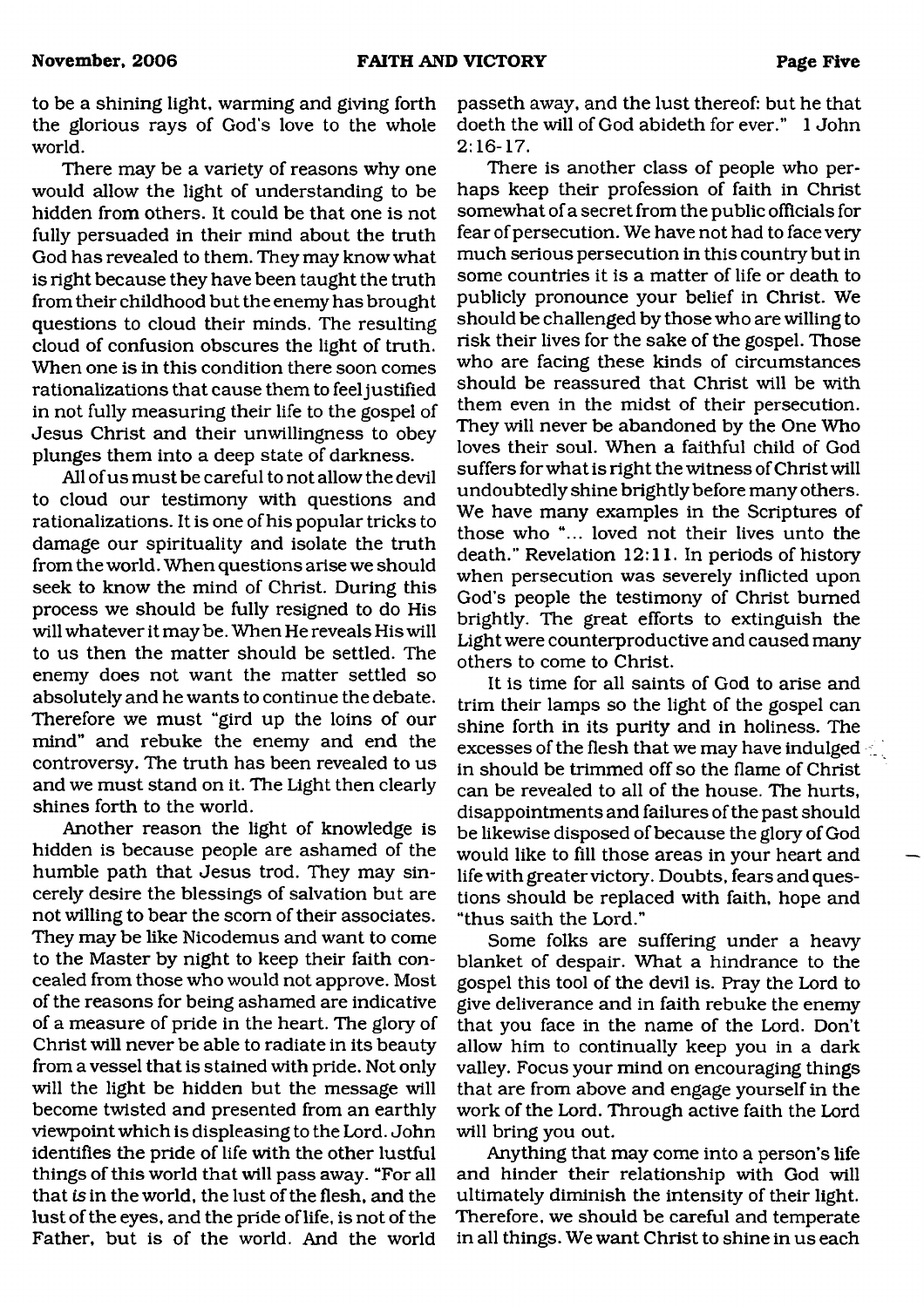to be a shining light, warming and giving forth the glorious rays of God's love to the whole world.

There may be a variety of reasons why one would allow the light of understanding to be hidden from others. It could be that one is not fully persuaded in their mind about the truth God has revealed to them. They may know what is right because they have been taught the truth from their childhood but the enemy has brought questions to cloud their minds. The resulting cloud of confusion obscures the light of truth. When one is in this condition there soon comes rationalizations that cause them to feel justified in not fully measuring their life to the gospel of Jesus Christ and their unwillingness to obey plunges them into a deep state of darkness.

All of us must be careful to not allow the devil to cloud our testimony with questions and rationalizations. It is one of his popular tricks to damage our spirituality and isolate the truth from the world. When questions arise we should seek to know the mind of Christ. During this process we should be fully resigned to do His will whatever it may be. When He reveals His will to us then the matter should be settled. The enemy does not want the matter settled so absolutely and he wants to continue the debate. Therefore we must "gird up the loins of our mind" and rebuke the enemy and end the controversy. The truth has been revealed to us and we must stand on it. The Light then clearly shines forth to the world.

Another reason the light of knowledge is hidden is because people are ashamed of the humble path that Jesus trod. They may sincerely desire the blessings of salvation but are not willing to bear the scorn of their associates. They may be like Nicodemus and want to come to the Master by night to keep their faith concealed from those who would not approve. Most of the reasons for being ashamed are indicative of a measure of pride in the heart. The glory of Christ will never be able to radiate in its beauty from a vessel that is stained with pride. Not only will the light be hidden but the message will become twisted and presented from an earthly viewpoint which is displeasing to the Lord. John identifies the pride of life with the other lustful things of this world that will pass away. "For all that *is* in the world, the lust of the flesh, and the lust of the eyes, and the pride of life, is not of the Father, but is of the world. And the world passeth away, and the lust thereof: but he that doeth the will of God abideth for ever." 1 John 2:16-17.

There is another class of people who perhaps keep their profession of faith in Christ somewhat of a secret from the public officials for fear of persecution. We have not had to face very much serious persecution in this country but in some countries it is a matter of life or death to publicly pronounce your belief in Christ. We should be challenged by those who are willing to risk their lives for the sake of the gospel. Those who are facing these kinds of circumstances should be reassured that Christ will be with them even in the midst of their persecution. They will never be abandoned by the One Who loves their soul. When a faithful child of God suffers for what is right the witness of Christ will undoubtedly shine brightly before many others. We have many examples in the Scriptures of those who "... loved not their lives unto the death." Revelation 12:11. In periods of history when persecution was severely inflicted upon God's people the testimony of Christ burned brightly. The great efforts to extinguish the Light were counterproductive and caused many others to come to Christ.

It is time for all saints of God to arise and trim their lamps so the light of the gospel can shine forth in its purity and in holiness. The excesses of the flesh that we may have indulged in should be trimmed off so the flame of Christ can be revealed to all of the house. The hurts, disappointments and failures of the past should be likewise disposed of because the glory of God would like to fill those areas in your heart and life with greater victory. Doubts, fears and questions should be replaced with faith, hope and "thus saith the Lord."

Some folks are suffering under a heavy blanket of despair. What a hindrance to the gospel this tool of the devil is. Pray the Lord to give deliverance and in faith rebuke the enemy that you face in the name of the Lord. Don't allow him to continually keep you in a dark valley. Focus your mind on encouraging things that are from above and engage yourself in the work of the Lord. Through active faith the Lord will bring you out.

Anything that may come into a person's life and hinder their relationship with God will ultimately diminish the intensity of their light. Therefore, we should be careful and temperate in all things. We want Christ to shine in us each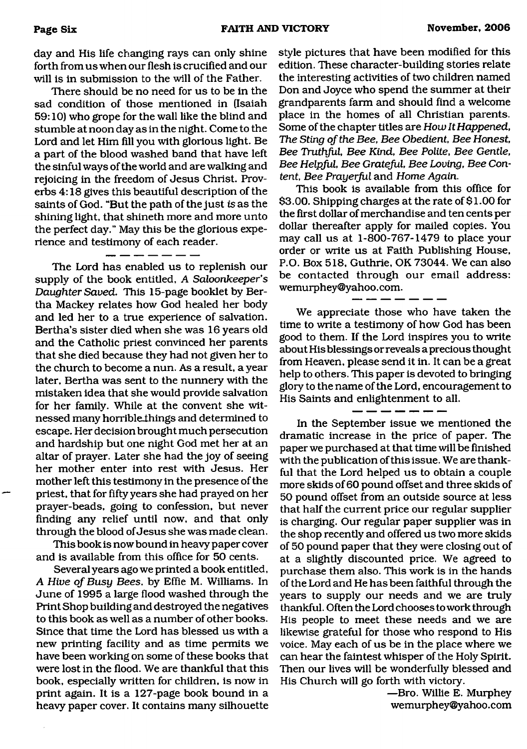day and His life changing rays can only shine forth from us when our flesh is crucified and our will is in submission to the will of the Father.

There should be no need for us to be in the sad condition of those mentioned in (Isaiah 59:10) who grope for the wall like the blind and stumble at noon day as in the night. Come to the Lord and let Him fill you with glorious light. Be a part of the blood washed band that have left the sinful ways of the world and are walking and rejoicing in the freedom of Jesus Christ. Proverbs 4:18 gives this beautiful description of the saints of God. "But the path of the just *is* as the shining light, that shineth more and more unto the perfect day." May this be the glorious experience and testimony of each reader.

— — — — — — —

The Lord has enabled us to replenish our supply of the book entitled, *A Saloonkeeper's Daughter Saved.* This 15-page booklet by Bertha Mackey relates how God healed her body and led her to a true experience of salvation. Bertha's sister died when she was 16 years old and the Catholic priest convinced her parents that she died because they had not given her to the church to become a nun. As a result, a year later, Bertha was sent to the nunnery with the mistaken idea that she would provide salvation for her family. While at the convent she witnessed many horrible things and determined to escape. Her decision brought much persecution and hardship but one night God met her at an altar of prayer. Later she had the joy of seeing her mother enter into rest with Jesus. Her mother left this testimony in the presence of the priest, that for fifty years she had prayed on her prayer-beads, going to confession, but never finding any relief until now, and that only through the blood of Jesus she was made clean.

This book is now bound in heavy paper cover and is available from this office for 50 cents.

Several years ago we printed a book entitled, *A Hive of Busy Bees*, by Effie M. Williams. In June of 1995 a large flood washed through the Print Shop building and destroyed the negatives to this book as well as a number of other books. Since that time the Lord has blessed us with a new printing facility and as time permits we have been working on some of these books that were lost in the flood. We are thankful that this book, especially written for children, is now in print again. It is a 127-page book bound in a heavy paper cover. It contains many silhouette style pictures that have been modified for this edition. These character-building stories relate the interesting activities of two children named Don and Joyce who spend the summer at their grandparents farm and should find a welcome place in the homes of all Christian parents. Some of the chapter titles are *How It Happened, The Sting of the Bee, Bee Obedient, Bee Honest, Bee Truthful, Bee Kind, Bee Polite, Bee Gentle, Bee Helpful, Bee Grateful, Bee Loving, Bee Content, Bee Prayerful* and *Home Again.*

This book is available from this office for $3.00. Shipping charges at the rate of $1.00 for the first dollar of merchandise and ten cents per dollar thereafter apply for mailed copies. You may call us at 1-800-767-1479 to place your order or write us at Faith Publishing House, P.O. Box 518, Guthrie, OK 73044. We can also be contacted through our email address: wemurphey@yahoo.com.

— — — — — — —

We appreciate those who have taken the time to write a testimony of how God has been good to them. If the Lord inspires you to write about His blessings or reveals a precious thought from Heaven, please send it in. It can be a great help to others. This paper is devoted to bringing glory to the name of the Lord, encouragement to His Saints and enlightenment to all.

— — — — — — —

In the September issue we mentioned the dramatic increase in the price of paper. The paper we purchased at that time will be finished with the publication of this issue. We are thankful that the Lord helped us to obtain a couple more skids of 60 pound offset and three skids of 50 pound offset from an outside source at less that half the current price our regular supplier is charging. Our regular paper supplier was in the shop recently and offered us two more skids of 50 pound paper that they were closing out of at a slightly discounted price. We agreed to purchase them also. This work is in the hands of the Lord and He has been faithful through the years to supply our needs and we are truly thankful. Often the Lord chooses to work through His people to meet these needs and we are likewise grateful for those who respond to His voice. May each of us be in the place where we can hear the faintest whisper of the Holy Spirit. Then our lives will be wonderfully blessed and His Church will go forth with victory.

—Bro. Willie E. Murphey
wemurphey@yahoo.com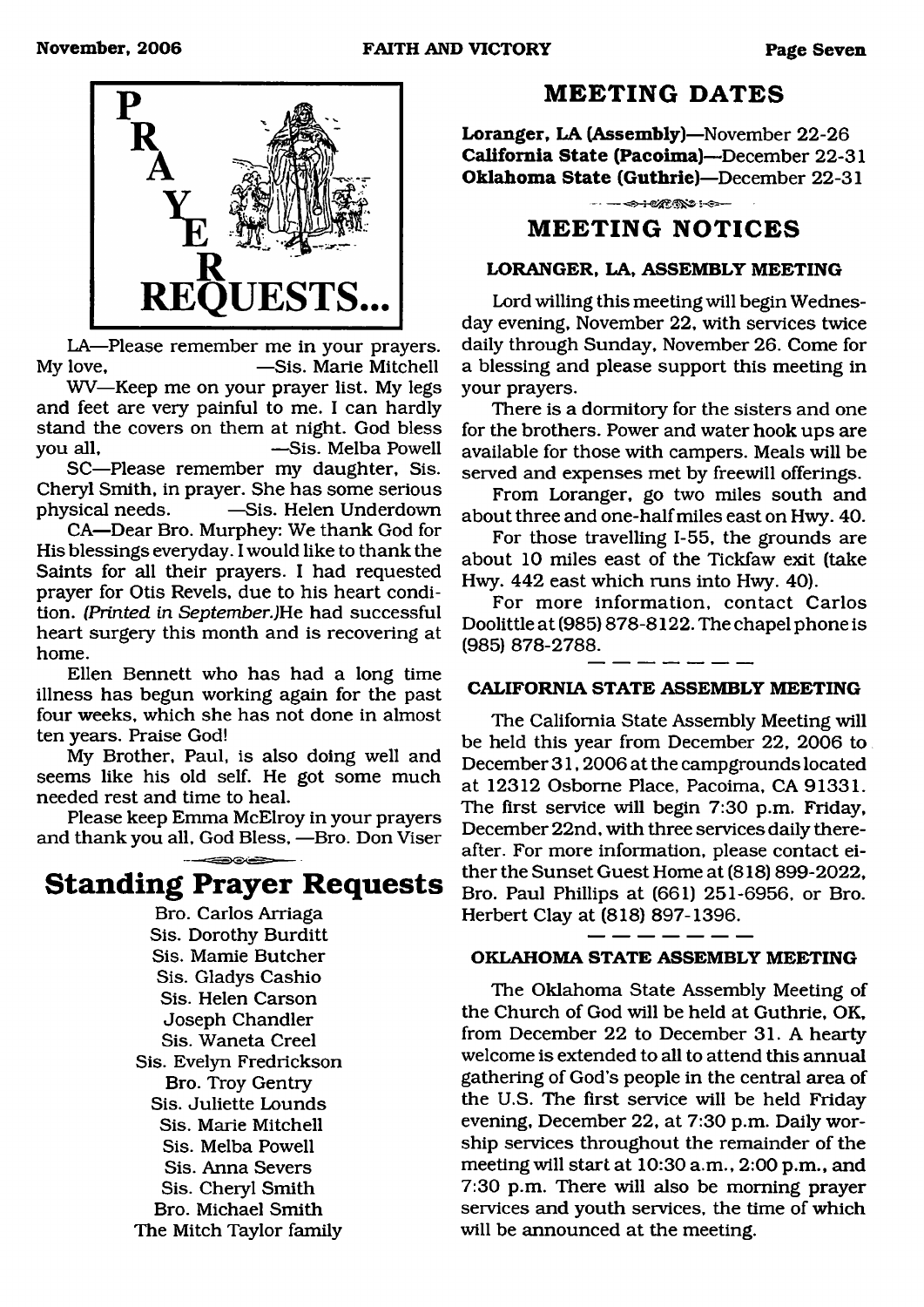# PRAYER REQUESTS...

LA—Please remember me in your prayers. My love, —Sis. Marie Mitchell

WV—Keep me on your prayer list. My legs and feet are very painful to me. I can hardly stand the covers on them at night. God bless you all, —Sis. Melba Powell

SC—Please remember my daughter, Sis. Cheryl Smith, in prayer. She has some serious physical needs. —Sis. Helen Underdown

CA—Dear Bro. Murphey: We thank God for His blessings everyday. I would like to thank the Saints for all their prayers. I had requested prayer for Otis Revels, due to his heart condition. *(Printed in September.)*He had successful heart surgery this month and is recovering at home.

Ellen Bennett who has had a long time illness has begun working again for the past four weeks, which she has not done in almost ten years. Praise God!

My Brother, Paul, is also doing well and seems like his old self. He got some much needed rest and time to heal.

Please keep Emma McElroy in your prayers and thank you all, God Bless, —Bro. Don Viser

## Standing Prayer Requests

Bro. Carlos Arriaga
Sis. Dorothy Burditt
Sis. Mamie Butcher
Sis. Gladys Cashio
Sis. Helen Carson
Joseph Chandler
Sis. Waneta Creel
Sis. Evelyn Fredrickson
Bro. Troy Gentry
Sis. Juliette Lounds
Sis. Marie Mitchell
Sis. Melba Powell
Sis. Anna Severs
Sis. Cheryl Smith
Bro. Michael Smith
The Mitch Taylor family

## MEETING DATES

**Loranger, LA (Assembly)**—November 22-26
**California State (Pacoima)**—December 22-31
**Oklahoma State (Guthrie)**—December 22-31

## MEETING NOTICES

### LORANGER, LA, ASSEMBLY MEETING

Lord willing this meeting will begin Wednesday evening, November 22, with services twice daily through Sunday, November 26. Come for a blessing and please support this meeting in your prayers.

There is a dormitory for the sisters and one for the brothers. Power and water hook ups are available for those with campers. Meals will be served and expenses met by freewill offerings.

From Loranger, go two miles south and about three and one-half miles east on Hwy. 40.

For those travelling I-55, the grounds are about 10 miles east of the Tickfaw exit (take Hwy. 442 east which runs into Hwy. 40).

For more information, contact Carlos Doolittle at (985) 878-8122. The chapel phone is (985) 878-2788.

### CALIFORNIA STATE ASSEMBLY MEETING

The California State Assembly Meeting will be held this year from December 22, 2006 to December 31, 2006 at the campgrounds located at 12312 Osborne Place, Pacoima, CA 91331. The first service will begin 7:30 p.m. Friday, December 22nd, with three services daily thereafter. For more information, please contact either the Sunset Guest Home at (818) 899-2022, Bro. Paul Phillips at (661) 251-6956, or Bro. Herbert Clay at (818) 897-1396.

### OKLAHOMA STATE ASSEMBLY MEETING

The Oklahoma State Assembly Meeting of the Church of God will be held at Guthrie, OK, from December 22 to December 31. A hearty welcome is extended to all to attend this annual gathering of God's people in the central area of the U.S. The first service will be held Friday evening, December 22, at 7:30 p.m. Daily worship services throughout the remainder of the meeting will start at 10:30 a.m., 2:00 p.m., and 7:30 p.m. There will also be morning prayer services and youth services, the time of which will be announced at the meeting.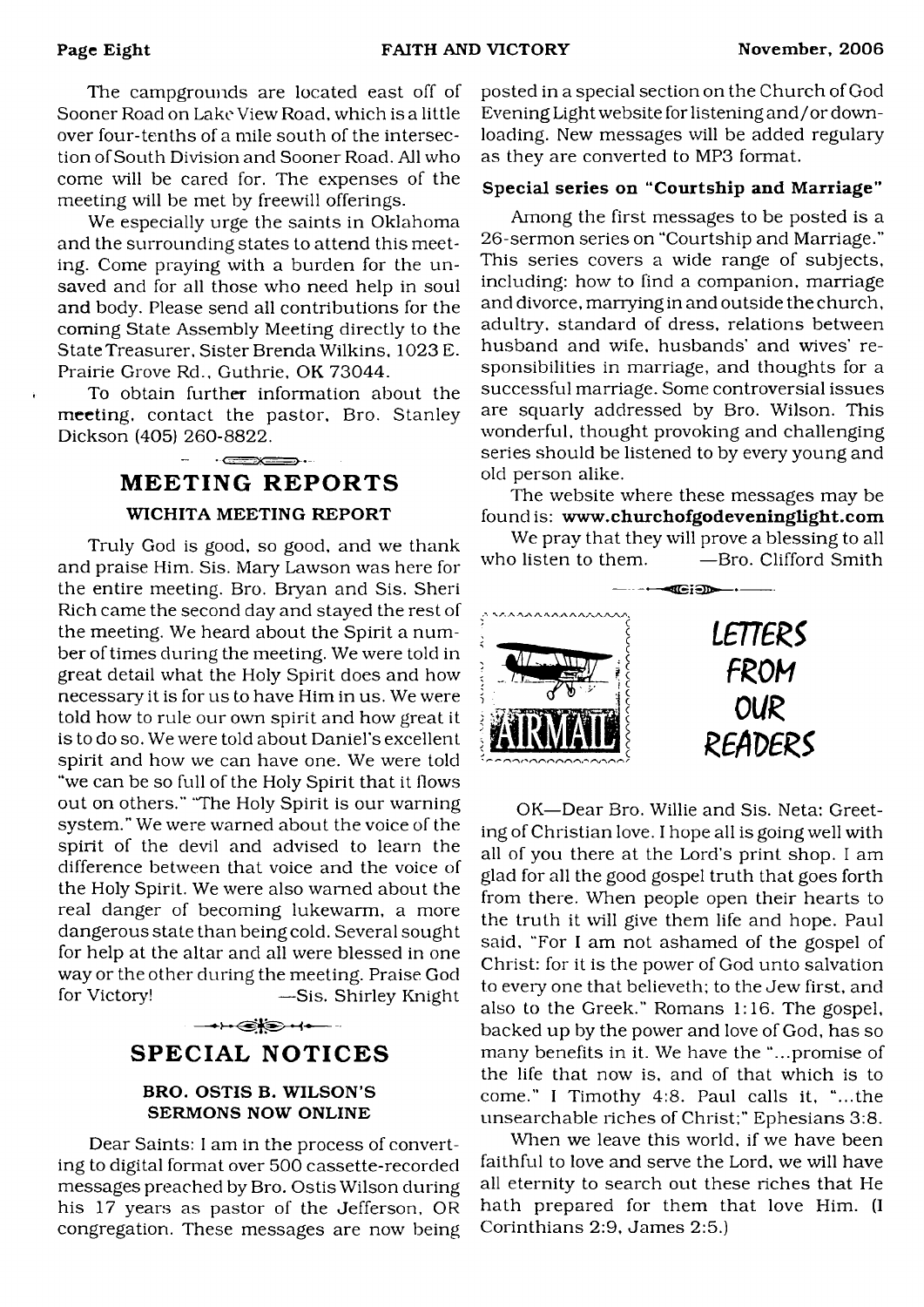The campgrounds are located east off of Sooner Road on Lake View Road, which is a little over four-tenths of a mile south of the intersection of South Division and Sooner Road. All who come will be cared for. The expenses of the meeting will be met by freewill offerings.

We especially urge the saints in Oklahoma and the surrounding states to attend this meeting. Come praying with a burden for the unsaved and for all those who need help in soul and body. Please send all contributions for the coming State Assembly Meeting directly to the State Treasurer, Sister Brenda Wilkins, 1023 E. Prairie Grove Rd., Guthrie, OK 73044.

To obtain further information about the meeting, contact the pastor, Bro. Stanley Dickson (405) 260-8822.

## MEETING REPORTS

### WICHITA MEETING REPORT

Truly God is good, so good, and we thank and praise Him. Sis. Mary Lawson was here for the entire meeting. Bro. Bryan and Sis. Sheri Rich came the second day and stayed the rest of the meeting. We heard about the Spirit a number of times during the meeting. We were told in great detail what the Holy Spirit does and how necessary it is for us to have Him in us. We were told how to rule our own spirit and how great it is to do so. We were told about Daniel's excellent spirit and how we can have one. We were told "we can be so full of the Holy Spirit that it flows out on others." "The Holy Spirit is our warning system." We were warned about the voice of the spirit of the devil and advised to learn the difference between that voice and the voice of the Holy Spirit. We were also warned about the real danger of becoming lukewarm, a more dangerous state than being cold. Several sought for help at the altar and all were blessed in one way or the other during the meeting. Praise God for Victory! —Sis. Shirley Knight

## SPECIAL NOTICES

### BRO. OSTIS B. WILSON'S SERMONS NOW ONLINE

Dear Saints: I am in the process of converting to digital format over 500 cassette-recorded messages preached by Bro. Ostis Wilson during his 17 years as pastor of the Jefferson, OR congregation. These messages are now being posted in a special section on the Church of God Evening Light website for listening and/or downloading. New messages will be added regulary as they are converted to MP3 format.

**Special series on "Courtship and Marriage"**

Among the first messages to be posted is a 26-sermon series on "Courtship and Marriage." This series covers a wide range of subjects, including: how to find a companion, marriage and divorce, marrying in and outside the church, adultry, standard of dress, relations between husband and wife, husbands' and wives' responsibilities in marriage, and thoughts for a successful marriage. Some controversial issues are squarly addressed by Bro. Wilson. This wonderful, thought provoking and challenging series should be listened to by every young and old person alike.

The website where these messages may be found is: **www.churchofgodeveninglight.com**

We pray that they will prove a blessing to all who listen to them. —Bro. Clifford Smith

## LETTERS FROM OUR READERS

OK—Dear Bro. Willie and Sis. Neta: Greeting of Christian love. I hope all is going well with all of you there at the Lord's print shop. I am glad for all the good gospel truth that goes forth from there. When people open their hearts to the truth it will give them life and hope. Paul said, "For I am not ashamed of the gospel of Christ: for it is the power of God unto salvation to every one that believeth; to the Jew first, and also to the Greek." Romans 1:16. The gospel, backed up by the power and love of God, has so many benefits in it. We have the "...promise of the life that now is, and of that which is to come." I Timothy 4:8. Paul calls it, "...the unsearchable riches of Christ;" Ephesians 3:8.

When we leave this world, if we have been faithful to love and serve the Lord, we will have all eternity to search out these riches that He hath prepared for them that love Him. (I Corinthians 2:9, James 2:5.)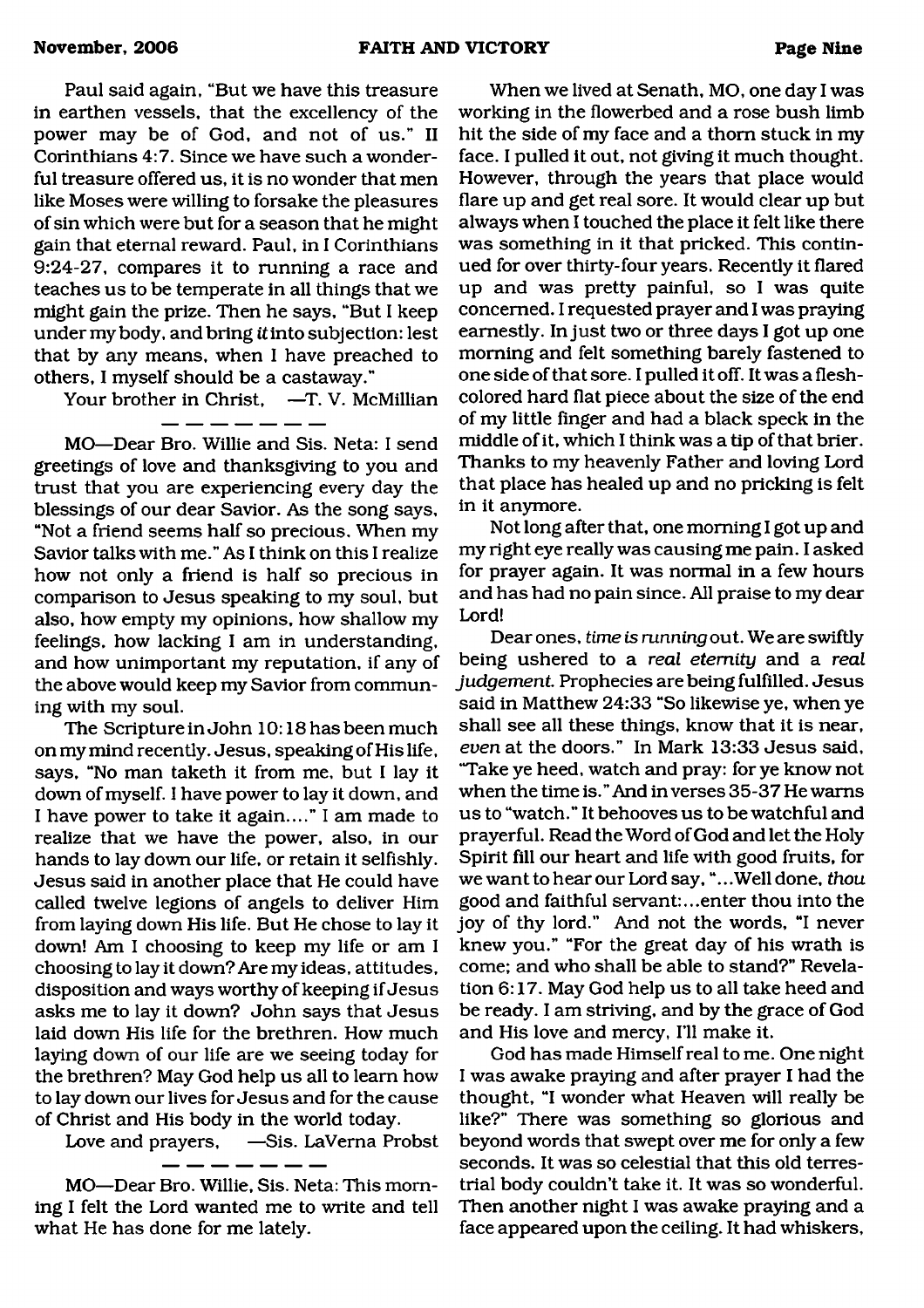Paul said again, "But we have this treasure in earthen vessels, that the excellency of the power may be of God, and not of us." II Corinthians 4:7. Since we have such a wonderful treasure offered us, it is no wonder that men like Moses were willing to forsake the pleasures of sin which were but for a season that he might gain that eternal reward. Paul, in I Corinthians 9:24-27, compares it to running a race and teaches us to be temperate in all things that we might gain the prize. Then he says, "But I keep under my body, and bring *it* into subjection: lest that by any means, when I have preached to others, I myself should be a castaway."

Your brother in Christ, —T. V. McMillian

— — — — — — —

MO—Dear Bro. Willie and Sis. Neta: I send greetings of love and thanksgiving to you and trust that you are experiencing every day the blessings of our dear Savior. As the song says, "Not a friend seems half so precious, When my Savior talks with me." As I think on this I realize how not only a friend is half so precious in comparison to Jesus speaking to my soul, but also, how empty my opinions, how shallow my feelings, how lacking I am in understanding, and how unimportant my reputation, if any of the above would keep my Savior from communing with my soul.

The Scripture in John 10:18 has been much on my mind recently. Jesus, speaking of His life, says, "No man taketh it from me, but I lay it down of myself. I have power to lay it down, and I have power to take it again...." I am made to realize that we have the power, also, in our hands to lay down our life, or retain it selfishly. Jesus said in another place that He could have called twelve legions of angels to deliver Him from laying down His life. But He chose to lay it down! Am I choosing to keep my life or am I choosing to lay it down? Are my ideas, attitudes, disposition and ways worthy of keeping if Jesus asks me to lay it down? John says that Jesus laid down His life for the brethren. How much laying down of our life are we seeing today for the brethren? May God help us all to learn how to lay down our lives for Jesus and for the cause of Christ and His body in the world today.

Love and prayers, —Sis. LaVerna Probst

— — — — — — —

MO—Dear Bro. Willie, Sis. Neta: This morning I felt the Lord wanted me to write and tell what He has done for me lately.

When we lived at Senath, MO, one day I was working in the flowerbed and a rose bush limb hit the side of my face and a thorn stuck in my face. I pulled it out, not giving it much thought. However, through the years that place would flare up and get real sore. It would clear up but always when I touched the place it felt like there was something in it that pricked. This continued for over thirty-four years. Recently it flared up and was pretty painful, so I was quite concerned. I requested prayer and I was praying earnestly. In just two or three days I got up one morning and felt something barely fastened to one side of that sore. I pulled it off. It was a flesh-colored hard flat piece about the size of the end of my little finger and had a black speck in the middle of it, which I think was a tip of that brier. Thanks to my heavenly Father and loving Lord that place has healed up and no pricking is felt in it anymore.

Not long after that, one morning I got up and my right eye really was causing me pain. I asked for prayer again. It was normal in a few hours and has had no pain since. All praise to my dear Lord!

Dear ones, *time is running* out. We are swiftly being ushered to a *real eternity* and a *real judgement.* Prophecies are being fulfilled. Jesus said in Matthew 24:33 "So likewise ye, when ye shall see all these things, know that it is near, *even* at the doors." In Mark 13:33 Jesus said, "Take ye heed, watch and pray: for ye know not when the time is." And in verses 35-37 He warns us to "watch." It behooves us to be watchful and prayerful. Read the Word of God and let the Holy Spirit fill our heart and life with good fruits, for we want to hear our Lord say, "...Well done, *thou* good and faithful servant:...enter thou into the joy of thy lord." And not the words, "I never knew you." "For the great day of his wrath is come; and who shall be able to stand?" Revelation 6:17. May God help us to all take heed and be ready. I am striving, and by the grace of God and His love and mercy, I'll make it.

God has made Himself real to me. One night I was awake praying and after prayer I had the thought, "I wonder what Heaven will really be like?" There was something so glorious and beyond words that swept over me for only a few seconds. It was so celestial that this old terrestrial body couldn't take it. It was so wonderful. Then another night I was awake praying and a face appeared upon the ceiling. It had whiskers,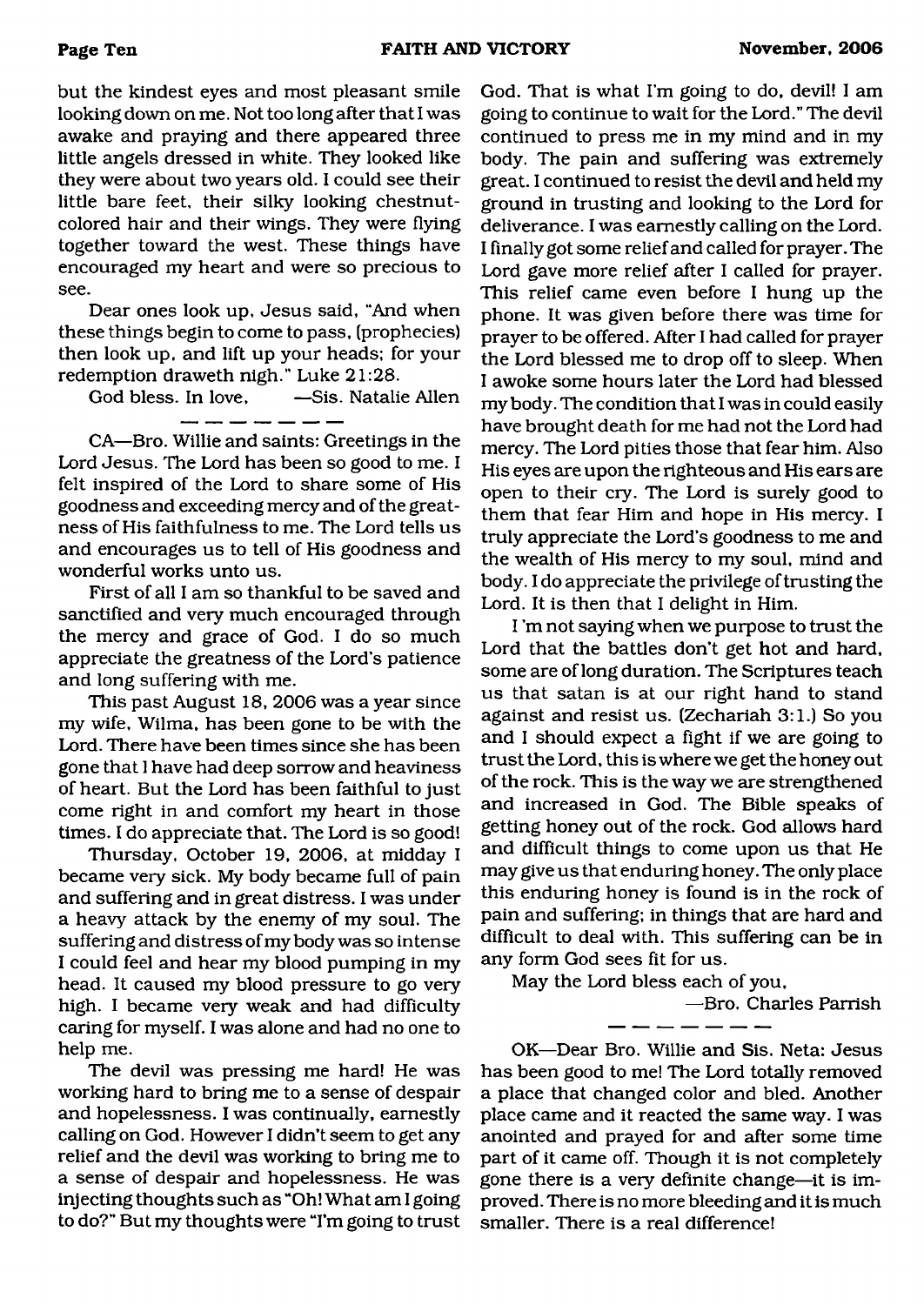but the kindest eyes and most pleasant smile looking down on me. Not too long after that I was awake and praying and there appeared three little angels dressed in white. They looked like they were about two years old. I could see their little bare feet, their silky looking chestnut-colored hair and their wings. They were flying together toward the west. These things have encouraged my heart and were so precious to see.

Dear ones look up, Jesus said, "And when these things begin to come to pass, (prophecies) then look up, and lift up your heads; for your redemption draweth nigh." Luke 21:28.

God bless. In love, —Sis. Natalie Allen

---

CA—Bro. Willie and saints: Greetings in the Lord Jesus. The Lord has been so good to me. I felt inspired of the Lord to share some of His goodness and exceeding mercy and of the greatness of His faithfulness to me. The Lord tells us and encourages us to tell of His goodness and wonderful works unto us.

First of all I am so thankful to be saved and sanctified and very much encouraged through the mercy and grace of God. I do so much appreciate the greatness of the Lord's patience and long suffering with me.

This past August 18, 2006 was a year since my wife, Wilma, has been gone to be with the Lord. There have been times since she has been gone that I have had deep sorrow and heaviness of heart. But the Lord has been faithful to just come right in and comfort my heart in those times. I do appreciate that. The Lord is so good!

Thursday, October 19, 2006, at midday I became very sick. My body became full of pain and suffering and in great distress. I was under a heavy attack by the enemy of my soul. The suffering and distress of my body was so intense I could feel and hear my blood pumping in my head. It caused my blood pressure to go very high. I became very weak and had difficulty caring for myself. I was alone and had no one to help me.

The devil was pressing me hard! He was working hard to bring me to a sense of despair and hopelessness. I was continually, earnestly calling on God. However I didn't seem to get any relief and the devil was working to bring me to a sense of despair and hopelessness. He was injecting thoughts such as "Oh! What am I going to do?" But my thoughts were "I'm going to trust God. That is what I'm going to do, devil! I am going to continue to wait for the Lord." The devil continued to press me in my mind and in my body. The pain and suffering was extremely great. I continued to resist the devil and held my ground in trusting and looking to the Lord for deliverance. I was earnestly calling on the Lord. I finally got some relief and called for prayer. The Lord gave more relief after I called for prayer. This relief came even before I hung up the phone. It was given before there was time for prayer to be offered. After I had called for prayer the Lord blessed me to drop off to sleep. When I awoke some hours later the Lord had blessed my body. The condition that I was in could easily have brought death for me had not the Lord had mercy. The Lord pities those that fear him. Also His eyes are upon the righteous and His ears are open to their cry. The Lord is surely good to them that fear Him and hope in His mercy. I truly appreciate the Lord's goodness to me and the wealth of His mercy to my soul, mind and body. I do appreciate the privilege of trusting the Lord. It is then that I delight in Him.

I 'm not saying when we purpose to trust the Lord that the battles don't get hot and hard, some are of long duration. The Scriptures teach us that satan is at our right hand to stand against and resist us. (Zechariah 3:1.) So you and I should expect a fight if we are going to trust the Lord, this is where we get the honey out of the rock. This is the way we are strengthened and increased in God. The Bible speaks of getting honey out of the rock. God allows hard and difficult things to come upon us that He may give us that enduring honey. The only place this enduring honey is found is in the rock of pain and suffering; in things that are hard and difficult to deal with. This suffering can be in any form God sees fit for us.

May the Lord bless each of you,

—Bro. Charles Parrish

---

OK—Dear Bro. Willie and Sis. Neta: Jesus has been good to me! The Lord totally removed a place that changed color and bled. Another place came and it reacted the same way. I was anointed and prayed for and after some time part of it came off. Though it is not completely gone there is a very definite change—it is improved. There is no more bleeding and it is much smaller. There is a real difference!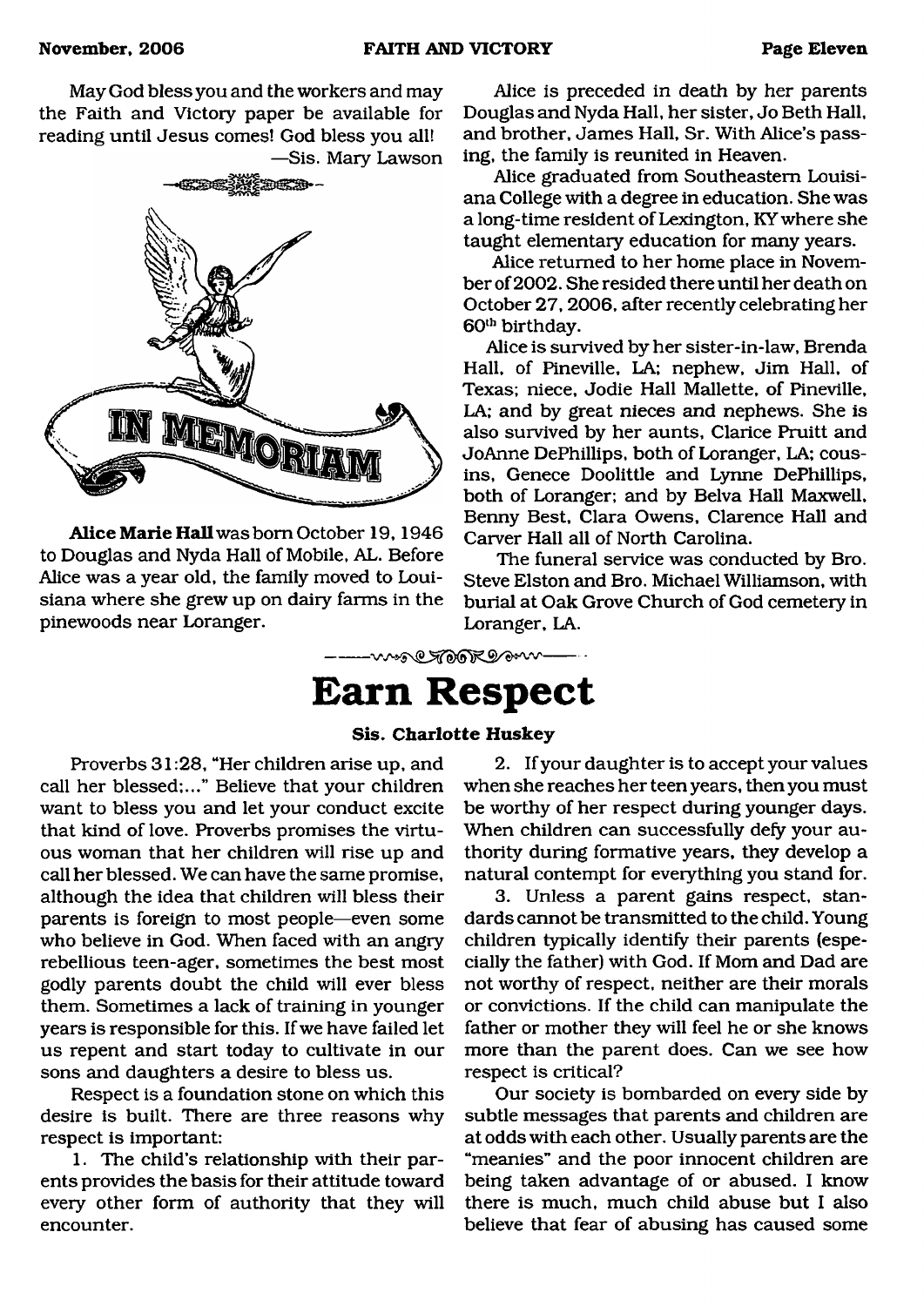May God bless you and the workers and may the Faith and Victory paper be available for reading until Jesus comes! God bless you all!

—Sis. Mary Lawson

## IN MEMORIAM

**Alice Marie Hall** was born October 19, 1946 to Douglas and Nyda Hall of Mobile, AL. Before Alice was a year old, the family moved to Louisiana where she grew up on dairy farms in the pinewoods near Loranger.

Alice is preceded in death by her parents Douglas and Nyda Hall, her sister, Jo Beth Hall, and brother, James Hall, Sr. With Alice's passing, the family is reunited in Heaven.

Alice graduated from Southeastern Louisiana College with a degree in education. She was a long-time resident of Lexington, KY where she taught elementary education for many years.

Alice returned to her home place in November of 2002. She resided there until her death on October 27, 2006, after recently celebrating her 60th birthday.

Alice is survived by her sister-in-law, Brenda Hall, of Pineville, LA; nephew, Jim Hall, of Texas; niece, Jodie Hall Mallette, of Pineville, LA; and by great nieces and nephews. She is also survived by her aunts, Clarice Pruitt and JoAnne DePhillips, both of Loranger, LA; cousins, Genece Doolittle and Lynne DePhillips, both of Loranger; and by Belva Hall Maxwell, Benny Best, Clara Owens, Clarence Hall and Carver Hall all of North Carolina.

The funeral service was conducted by Bro. Steve Elston and Bro. Michael Williamson, with burial at Oak Grove Church of God cemetery in Loranger, LA.

# Earn Respect

**Sis. Charlotte Huskey**

Proverbs 31:28, "Her children arise up, and call her blessed;..." Believe that your children want to bless you and let your conduct excite that kind of love. Proverbs promises the virtuous woman that her children will rise up and call her blessed. We can have the same promise, although the idea that children will bless their parents is foreign to most people—even some who believe in God. When faced with an angry rebellious teen-ager, sometimes the best most godly parents doubt the child will ever bless them. Sometimes a lack of training in younger years is responsible for this. If we have failed let us repent and start today to cultivate in our sons and daughters a desire to bless us.

Respect is a foundation stone on which this desire is built. There are three reasons why respect is important:

1. The child's relationship with their parents provides the basis for their attitude toward every other form of authority that they will encounter.

2. If your daughter is to accept your values when she reaches her teen years, then you must be worthy of her respect during younger days. When children can successfully defy your authority during formative years, they develop a natural contempt for everything you stand for.

3. Unless a parent gains respect, standards cannot be transmitted to the child. Young children typically identify their parents (especially the father) with God. If Mom and Dad are not worthy of respect, neither are their morals or convictions. If the child can manipulate the father or mother they will feel he or she knows more than the parent does. Can we see how respect is critical?

Our society is bombarded on every side by subtle messages that parents and children are at odds with each other. Usually parents are the "meanies" and the poor innocent children are being taken advantage of or abused. I know there is much, much child abuse but I also believe that fear of abusing has caused some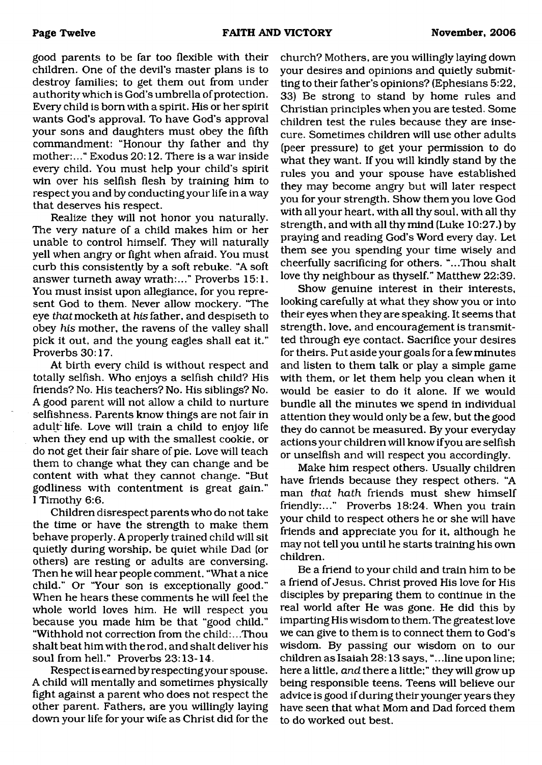good parents to be far too flexible with their children. One of the devil's master plans is to destroy families; to get them out from under authority which is God's umbrella of protection. Every child is born with a spirit. His or her spirit wants God's approval. To have God's approval your sons and daughters must obey the fifth commandment: "Honour thy father and thy mother:..." Exodus 20:12. There is a war inside every child. You must help your child's spirit win over his selfish flesh by training him to respect you and by conducting your life in a way that deserves his respect.

Realize they will not honor you naturally. The very nature of a child makes him or her unable to control himself. They will naturally yell when angry or fight when afraid. You must curb this consistently by a soft rebuke. "A soft answer turneth away wrath:..." Proverbs 15:1. You must insist upon allegiance, for you represent God to them. Never allow mockery. "The eye *that* mocketh at *his* father, and despiseth to obey *his* mother, the ravens of the valley shall pick it out, and the young eagles shall eat it." Proverbs 30:17.

At birth every child is without respect and totally selfish. Who enjoys a selfish child? His friends? No. His teachers? No. His siblings? No. A good parent will not allow a child to nurture selfishness. Parents know things are not fair in adult life. Love will train a child to enjoy life when they end up with the smallest cookie, or do not get their fair share of pie. Love will teach them to change what they can change and be content with what they cannot change. "But godliness with contentment is great gain." I Timothy 6:6.

Children disrespect parents who do not take the time or have the strength to make them behave properly. A properly trained child will sit quietly during worship, be quiet while Dad (or others) are resting or adults are conversing. Then he will hear people comment, "What a nice child." Or "Your son is exceptionally good." When he hears these comments he will feel the whole world loves him. He will respect you because you made him be that "good child." "Withhold not correction from the child:...Thou shalt beat him with the rod, and shalt deliver his soul from hell." Proverbs 23:13-14.

Respect is earned by respecting your spouse. A child will mentally and sometimes physically fight against a parent who does not respect the other parent. Fathers, are you willingly laying down your life for your wife as Christ did for the church? Mothers, are you willingly laying down your desires and opinions and quietly submitting to their father's opinions? (Ephesians 5:22, 33) Be strong to stand by home rules and Christian principles when you are tested. Some children test the rules because they are insecure. Sometimes children will use other adults (peer pressure) to get your permission to do what they want. If you will kindly stand by the rules you and your spouse have established they may become angry but will later respect you for your strength. Show them you love God with all your heart, with all thy soul, with all thy strength, and with all thy mind (Luke 10:27.) by praying and reading God's Word every day. Let them see you spending your time wisely and cheerfully sacrificing for others. "...Thou shalt love thy neighbour as thyself." Matthew 22:39.

Show genuine interest in their interests, looking carefully at what they show you or into their eyes when they are speaking. It seems that strength, love, and encouragement is transmitted through eye contact. Sacrifice your desires for theirs. Put aside your goals for a few minutes and listen to them talk or play a simple game with them, or let them help you clean when it would be easier to do it alone. If we would bundle all the minutes we spend in individual attention they would only be a few, but the good they do cannot be measured. By your everyday actions your children will know if you are selfish or unselfish and will respect you accordingly.

Make him respect others. Usually children have friends because they respect others. "A man *that hath* friends must shew himself friendly:..." Proverbs 18:24. When you train your child to respect others he or she will have friends and appreciate you for it, although he may not tell you until he starts training his own children.

Be a friend to your child and train him to be a friend of Jesus. Christ proved His love for His disciples by preparing them to continue in the real world after He was gone. He did this by imparting His wisdom to them. The greatest love we can give to them is to connect them to God's wisdom. By passing our wisdom on to our children as Isaiah 28:13 says, "...line upon line; here a little, *and* there a little;" they will grow up being responsible teens. Teens will believe our advice is good if during their younger years they have seen that what Mom and Dad forced them to do worked out best.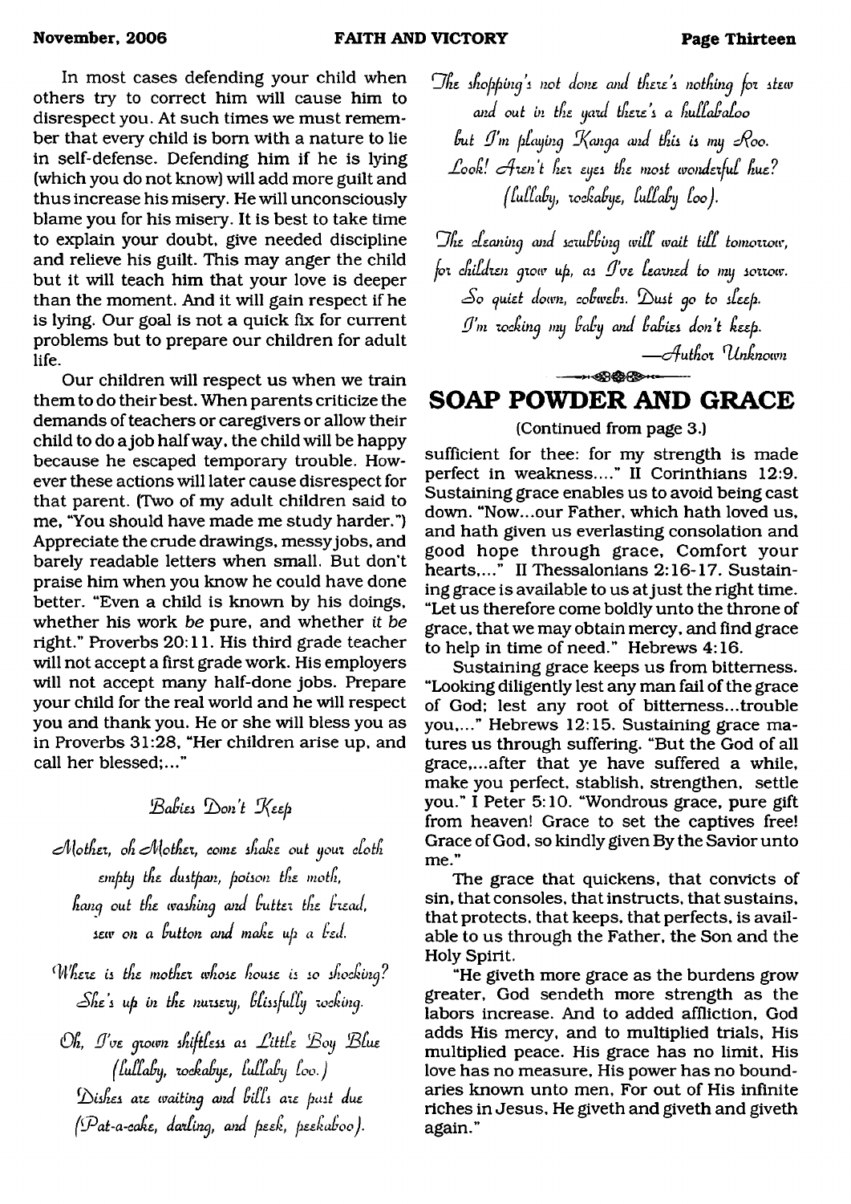In most cases defending your child when others try to correct him will cause him to disrespect you. At such times we must remember that every child is born with a nature to lie in self-defense. Defending him if he is lying (which you do not know) will add more guilt and thus increase his misery. He will unconsciously blame you for his misery. It is best to take time to explain your doubt, give needed discipline and relieve his guilt. This may anger the child but it will teach him that your love is deeper than the moment. And it will gain respect if he is lying. Our goal is not a quick fix for current problems but to prepare our children for adult life.

Our children will respect us when we train them to do their best. When parents criticize the demands of teachers or caregivers or allow their child to do a job half way, the child will be happy because he escaped temporary trouble. However these actions will later cause disrespect for that parent. (Two of my adult children said to me, "You should have made me study harder.") Appreciate the crude drawings, messy jobs, and barely readable letters when small. But don't praise him when you know he could have done better. "Even a child is known by his doings, whether his work *be* pure, and whether *it be* right." Proverbs 20:11. His third grade teacher will not accept a first grade work. His employers will not accept many half-done jobs. Prepare your child for the real world and he will respect you and thank you. He or she will bless you as in Proverbs 31:28, "Her children arise up, and call her blessed;..."

### *Babies Don't Keep*

*Mother, oh Mother, come shake out your cloth*
*empty the dustpan, poison the moth,*
*hang out the washing and butter the bread,*
*sew on a button and make up a bed.*

*Where is the mother whose house is so shocking?*
*She's up in the nursery, blissfully rocking.*

*Oh, I've grown shiftless as Little Boy Blue*
*(lullaby, rockabye, lullaby loo.)*
*Dishes are waiting and bills are past due*
*(Pat-a-cake, darling, and peek, peekaboo).*

*The shopping's not done and there's nothing for stew*
*and out in the yard there's a hullabaloo*
*but I'm playing Kanga and this is my Roo.*
*Look! Aren't her eyes the most wonderful hue?*
*(lullaby, rockabye, lullaby loo).*

*The cleaning and scrubbing will wait till tomorrow,*
*for children grow up, as I've learned to my sorrow.*
*So quiet down, cobwebs. Dust go to sleep.*
*I'm rocking my baby and babies don't keep.*

*—Author Unknown*

## SOAP POWDER AND GRACE

(Continued from page 3.)

sufficient for thee: for my strength is made perfect in weakness...." II Corinthians 12:9. Sustaining grace enables us to avoid being cast down. "Now...our Father, which hath loved us, and hath given us everlasting consolation and good hope through grace, Comfort your hearts,..." II Thessalonians 2:16-17. Sustaining grace is available to us at just the right time. "Let us therefore come boldly unto the throne of grace, that we may obtain mercy, and find grace to help in time of need." Hebrews 4:16.

Sustaining grace keeps us from bitterness. "Looking diligently lest any man fail of the grace of God; lest any root of bitterness...trouble you,..." Hebrews 12:15. Sustaining grace matures us through suffering. "But the God of all grace,...after that ye have suffered a while, make you perfect, stablish, strengthen, settle you." I Peter 5:10. "Wondrous grace, pure gift from heaven! Grace to set the captives free! Grace of God, so kindly given By the Savior unto me."

The grace that quickens, that convicts of sin, that consoles, that instructs, that sustains, that protects, that keeps, that perfects, is available to us through the Father, the Son and the Holy Spirit.

"He giveth more grace as the burdens grow greater, God sendeth more strength as the labors increase. And to added affliction, God adds His mercy, and to multiplied trials, His multiplied peace. His grace has no limit, His love has no measure, His power has no boundaries known unto men, For out of His infinite riches in Jesus, He giveth and giveth and giveth again."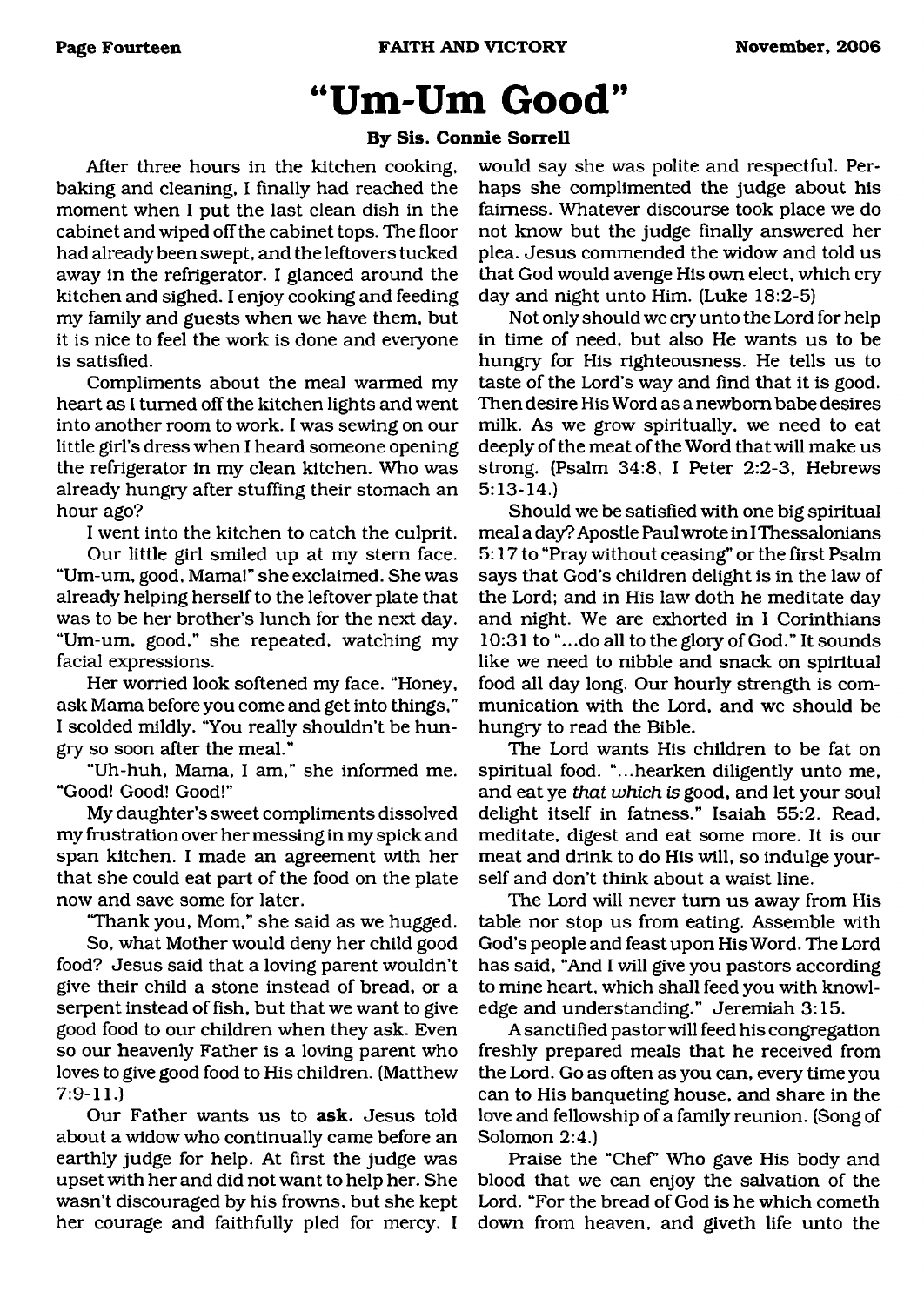# "Um-Um Good"

**By Sis. Connie Sorrell**

After three hours in the kitchen cooking, baking and cleaning, I finally had reached the moment when I put the last clean dish in the cabinet and wiped off the cabinet tops. The floor had already been swept, and the leftovers tucked away in the refrigerator. I glanced around the kitchen and sighed. I enjoy cooking and feeding my family and guests when we have them, but it is nice to feel the work is done and everyone is satisfied.

Compliments about the meal warmed my heart as I turned off the kitchen lights and went into another room to work. I was sewing on our little girl's dress when I heard someone opening the refrigerator in my clean kitchen. Who was already hungry after stuffing their stomach an hour ago?

I went into the kitchen to catch the culprit.

Our little girl smiled up at my stern face. "Um-um, good, Mama!" she exclaimed. She was already helping herself to the leftover plate that was to be her brother's lunch for the next day. "Um-um, good," she repeated, watching my facial expressions.

Her worried look softened my face. "Honey, ask Mama before you come and get into things," I scolded mildly. "You really shouldn't be hungry so soon after the meal."

"Uh-huh, Mama, I am," she informed me. "Good! Good! Good!"

My daughter's sweet compliments dissolved my frustration over her messing in my spick and span kitchen. I made an agreement with her that she could eat part of the food on the plate now and save some for later.

"Thank you, Mom," she said as we hugged.

So, what Mother would deny her child good food? Jesus said that a loving parent wouldn't give their child a stone instead of bread, or a serpent instead of fish, but that we want to give good food to our children when they ask. Even so our heavenly Father is a loving parent who loves to give good food to His children. (Matthew 7:9-11.)

Our Father wants us to **ask**. Jesus told about a widow who continually came before an earthly judge for help. At first the judge was upset with her and did not want to help her. She wasn't discouraged by his frowns, but she kept her courage and faithfully pled for mercy. I would say she was polite and respectful. Perhaps she complimented the judge about his fairness. Whatever discourse took place we do not know but the judge finally answered her plea. Jesus commended the widow and told us that God would avenge His own elect, which cry day and night unto Him. (Luke 18:2-5)

Not only should we cry unto the Lord for help in time of need, but also He wants us to be hungry for His righteousness. He tells us to taste of the Lord's way and find that it is good. Then desire His Word as a newborn babe desires milk. As we grow spiritually, we need to eat deeply of the meat of the Word that will make us strong. (Psalm 34:8, I Peter 2:2-3, Hebrews 5:13-14.)

Should we be satisfied with one big spiritual meal a day? Apostle Paul wrote in I Thessalonians 5:17 to "Pray without ceasing" or the first Psalm says that God's children delight is in the law of the Lord; and in His law doth he meditate day and night. We are exhorted in I Corinthians 10:31 to "...do all to the glory of God." It sounds like we need to nibble and snack on spiritual food all day long. Our hourly strength is communication with the Lord, and we should be hungry to read the Bible.

The Lord wants His children to be fat on spiritual food. "...hearken diligently unto me, and eat ye *that which is* good, and let your soul delight itself in fatness." Isaiah 55:2. Read, meditate, digest and eat some more. It is our meat and drink to do His will, so indulge yourself and don't think about a waist line.

The Lord will never turn us away from His table nor stop us from eating. Assemble with God's people and feast upon His Word. The Lord has said, "And I will give you pastors according to mine heart, which shall feed you with knowledge and understanding." Jeremiah 3:15.

A sanctified pastor will feed his congregation freshly prepared meals that he received from the Lord. Go as often as you can, every time you can to His banqueting house, and share in the love and fellowship of a family reunion. (Song of Solomon 2:4.)

Praise the "Chef" Who gave His body and blood that we can enjoy the salvation of the Lord. "For the bread of God is he which cometh down from heaven, and giveth life unto the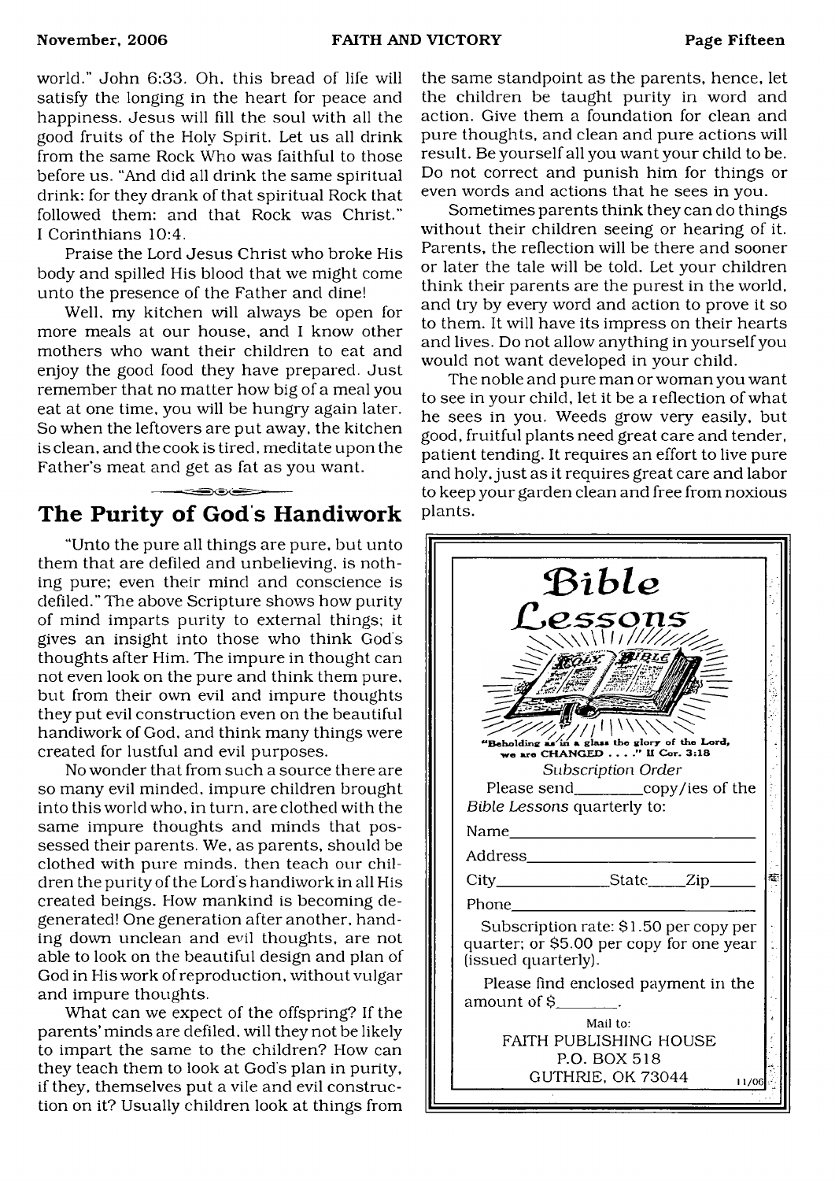world." John 6:33. Oh, this bread of life will satisfy the longing in the heart for peace and happiness. Jesus will fill the soul with all the good fruits of the Holy Spirit. Let us all drink from the same Rock Who was faithful to those before us. "And did all drink the same spiritual drink: for they drank of that spiritual Rock that followed them: and that Rock was Christ." I Corinthians 10:4.

Praise the Lord Jesus Christ who broke His body and spilled His blood that we might come unto the presence of the Father and dine!

Well, my kitchen will always be open for more meals at our house, and I know other mothers who want their children to eat and enjoy the good food they have prepared. Just remember that no matter how big of a meal you eat at one time, you will be hungry again later. So when the leftovers are put away, the kitchen is clean, and the cook is tired, meditate upon the Father's meat and get as fat as you want.

## The Purity of God's Handiwork

"Unto the pure all things are pure, but unto them that are defiled and unbelieving, is nothing pure; even their mind and conscience is defiled." The above Scripture shows how purity of mind imparts purity to external things; it gives an insight into those who think God's thoughts after Him. The impure in thought can not even look on the pure and think them pure, but from their own evil and impure thoughts they put evil construction even on the beautiful handiwork of God, and think many things were created for lustful and evil purposes.

No wonder that from such a source there are so many evil minded, impure children brought into this world who, in turn, are clothed with the same impure thoughts and minds that possessed their parents. We, as parents, should be clothed with pure minds, then teach our children the purity of the Lord's handiwork in all His created beings. How mankind is becoming degenerated! One generation after another, handing down unclean and evil thoughts, are not able to look on the beautiful design and plan of God in His work of reproduction, without vulgar and impure thoughts.

What can we expect of the offspring? If the parents' minds are defiled, will they not be likely to impart the same to the children? How can they teach them to look at God's plan in purity, if they, themselves put a vile and evil construction on it? Usually children look at things from the same standpoint as the parents, hence, let the children be taught purity in word and action. Give them a foundation for clean and pure thoughts, and clean and pure actions will result. Be yourself all you want your child to be. Do not correct and punish him for things or even words and actions that he sees in you.

Sometimes parents think they can do things without their children seeing or hearing of it. Parents, the reflection will be there and sooner or later the tale will be told. Let your children think their parents are the purest in the world, and try by every word and action to prove it so to them. It will have its impress on their hearts and lives. Do not allow anything in yourself you would not want developed in your child.

The noble and pure man or woman you want to see in your child, let it be a reflection of what he sees in you. Weeds grow very easily, but good, fruitful plants need great care and tender, patient tending. It requires an effort to live pure and holy, just as it requires great care and labor to keep your garden clean and free from noxious plants.

---

**Bible Lessons**

"Beholding as in a glass the glory of the Lord, we are CHANGED . . . ." II Cor. 3:18

*Subscription Order*

Please send________copy/ies of the *Bible Lessons* quarterly to:

Name______________________________

Address____________________________

City______________State_____Zip______

Phone______________________________

Subscription rate: $1.50 per copy per quarter; or $5.00 per copy for one year (issued quarterly).

Please find enclosed payment in the amount of $________.

Mail to:
FAITH PUBLISHING HOUSE
P.O. BOX 518
GUTHRIE, OK 73044

11/06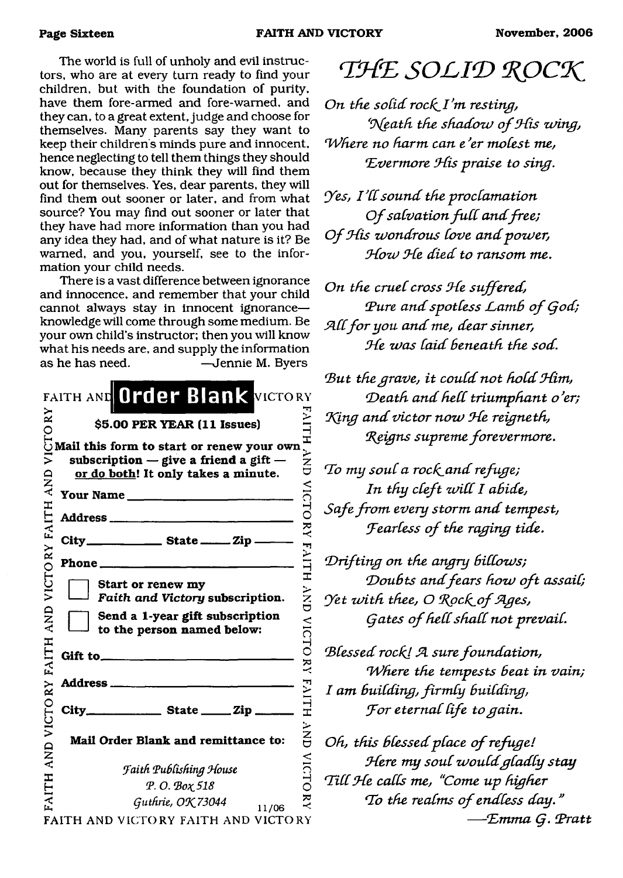The world is full of unholy and evil instructors, who are at every turn ready to find your children, but with the foundation of purity, have them fore-armed and fore-warned, and they can, to a great extent, judge and choose for themselves. Many parents say they want to keep their children's minds pure and innocent, hence neglecting to tell them things they should know, because they think they will find them out for themselves. Yes, dear parents, they will find them out sooner or later, and from what source? You may find out sooner or later that they have had more information than you had any idea they had, and of what nature is it? Be warned, and you, yourself, see to the information your child needs.

There is a vast difference between ignorance and innocence, and remember that your child cannot always stay in innocent ignorance—knowledge will come through some medium. Be your own child's instructor; then you will know what his needs are, and supply the information as he has need. —Jennie M. Byers

## Order Blank

**$5.00 PER YEAR (11 Issues)**

**Mail this form to start or renew your own subscription — give a friend a gift — or do both! It only takes a minute.**

**Your Name** ____________________

**Address** ____________________

**City**__________ **State** _____ **Zip** _____

**Phone** ____________________

☐ **Start or renew my *Faith and Victory* subscription.**

☐ **Send a 1-year gift subscription to the person named below:**

**Gift to**____________________

**Address** ____________________

**City**__________ **State** _____ **Zip** _____

**Mail Order Blank and remittance to:**

*Faith Publishing House*
*P. O. Box 518*
*Guthrie, OK 73044*

11/06

# *THE SOLID ROCK*

*On the solid rock I'm resting,*
*'Neath the shadow of His wing,*
*Where no harm can e'er molest me,*
*Evermore His praise to sing.*

*Yes, I'll sound the proclamation*
*Of salvation full and free;*
*Of His wondrous love and power,*
*How He died to ransom me.*

*On the cruel cross He suffered,*
*Pure and spotless Lamb of God;*
*All for you and me, dear sinner,*
*He was laid beneath the sod.*

*But the grave, it could not hold Him,*
*Death and hell triumphant o'er;*
*King and victor now He reigneth,*
*Reigns supreme forevermore.*

*To my soul a rock and refuge;*
*In thy cleft will I abide,*
*Safe from every storm and tempest,*
*Fearless of the raging tide.*

*Drifting on the angry billows;*
*Doubts and fears how oft assail;*
*Yet with thee, O Rock of Ages,*
*Gates of hell shall not prevail.*

*Blessed rock! A sure foundation,*
*Where the tempests beat in vain;*
*I am building, firmly building,*
*For eternal life to gain.*

*Oh, this blessed place of refuge!*
*Here my soul would gladly stay*
*Till He calls me, "Come up higher*
*To the realms of endless day."*

*—Emma G. Pratt*